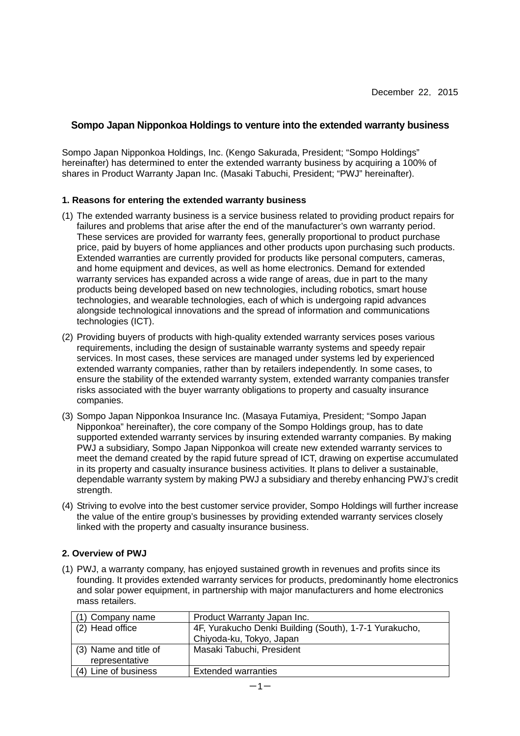December 22, 2015

## Sompo Japan Nipponkoa Holdings to venture into the extended warranty business

Sompo Japan Nipponkoa Holdings, Inc. (Kengo Sakurada, President; "Sompo Holdings" hereinafter) has determined to enter the extended warranty business by acquiring a 100% of shares in Product Warranty Japan Inc. (Masaki Tabuchi, President; "PWJ" hereinafter).

### 1. Reasons for entering the extended warranty business

(1) The extended warranty business is a service business related to providing product repairs for failures and problems that arise after the end of the manufacturer's own warranty period. These services are provided for warranty fees, generally proportional to product purchase price, paid by buyers of home appliances and other products upon purchasing such products. Extended warranties are currently provided for products like personal computers, cameras, and home equipment and devices, as well as home electronics. Demand for extended warranty services has expanded across a wide range of areas, due in part to the many products being developed based on new technologies, including robotics, smart house technologies, and wearable technologies, each of which is undergoing rapid advances alongside technological innovations and the spread of information and communications technologies (ICT).

(2) Providing buyers of products with high-quality extended warranty services poses various requirements, including the design of sustainable warranty systems and speedy repair services. In most cases, these services are managed under systems led by experienced extended warranty companies, rather than by retailers independently. In some cases, to ensure the stability of the extended warranty system, extended warranty companies transfer risks associated with the buyer warranty obligations to property and casualty insurance companies.

(3) Sompo Japan Nipponkoa Insurance Inc. (Masaya Futamiya, President; "Sompo Japan Nipponkoa" hereinafter), the core company of the Sompo Holdings group, has to date supported extended warranty services by insuring extended warranty companies. By making PWJ a subsidiary, Sompo Japan Nipponkoa will create new extended warranty services to meet the demand created by the rapid future spread of ICT, drawing on expertise accumulated in its property and casualty insurance business activities. It plans to deliver a sustainable, dependable warranty system by making PWJ a subsidiary and thereby enhancing PWJ's credit strength.

(4) Striving to evolve into the best customer service provider, Sompo Holdings will further increase the value of the entire group's businesses by providing extended warranty services closely linked with the property and casualty insurance business.

### 2. Overview of PWJ

(1) PWJ, a warranty company, has enjoyed sustained growth in revenues and profits since its founding. It provides extended warranty services for products, predominantly home electronics and solar power equipment, in partnership with major manufacturers and home electronics mass retailers.

| | |
|---|---|
| (1) Company name | Product Warranty Japan Inc. |
| (2) Head office | 4F, Yurakucho Denki Building (South), 1-7-1 Yurakucho, Chiyoda-ku, Tokyo, Japan |
| (3) Name and title of representative | Masaki Tabuchi, President |
| (4) Line of business | Extended warranties |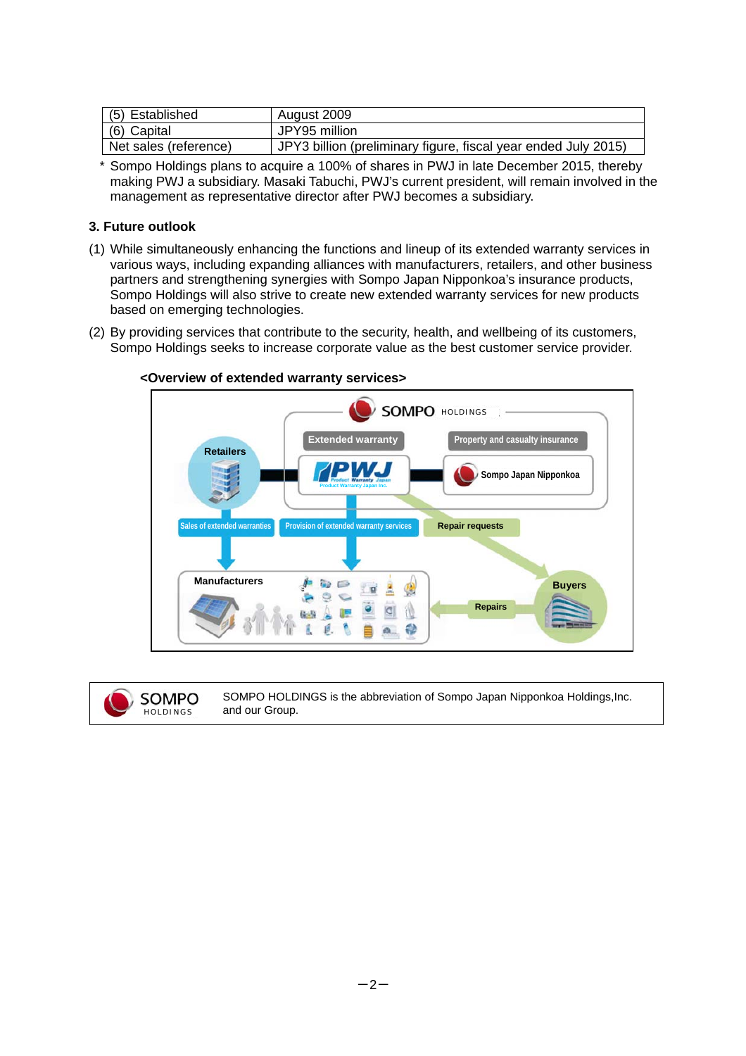| | |
|---|---|
| (5) Established | August 2009 |
| (6) Capital | JPY95 million |
| Net sales (reference) | JPY3 billion (preliminary figure, fiscal year ended July 2015) |

\* Sompo Holdings plans to acquire a 100% of shares in PWJ in late December 2015, thereby making PWJ a subsidiary. Masaki Tabuchi, PWJ's current president, will remain involved in the management as representative director after PWJ becomes a subsidiary.

### 3. Future outlook

(1) While simultaneously enhancing the functions and lineup of its extended warranty services in various ways, including expanding alliances with manufacturers, retailers, and other business partners and strengthening synergies with Sompo Japan Nipponkoa's insurance products, Sompo Holdings will also strive to create new extended warranty services for new products based on emerging technologies.

(2) By providing services that contribute to the security, health, and wellbeing of its customers, Sompo Holdings seeks to increase corporate value as the best customer service provider.

**<Overview of extended warranty services>**

SOMPO HOLDINGS
Extended warranty
Property and casualty insurance
Retailers
PWJ Product Warranty Japan Inc.
Sompo Japan Nipponkoa
Sales of extended warranties
Provision of extended warranty services
Repair requests
Manufacturers
Buyers
Repairs

SOMPO HOLDINGS is the abbreviation of Sompo Japan Nipponkoa Holdings,Inc. and our Group.